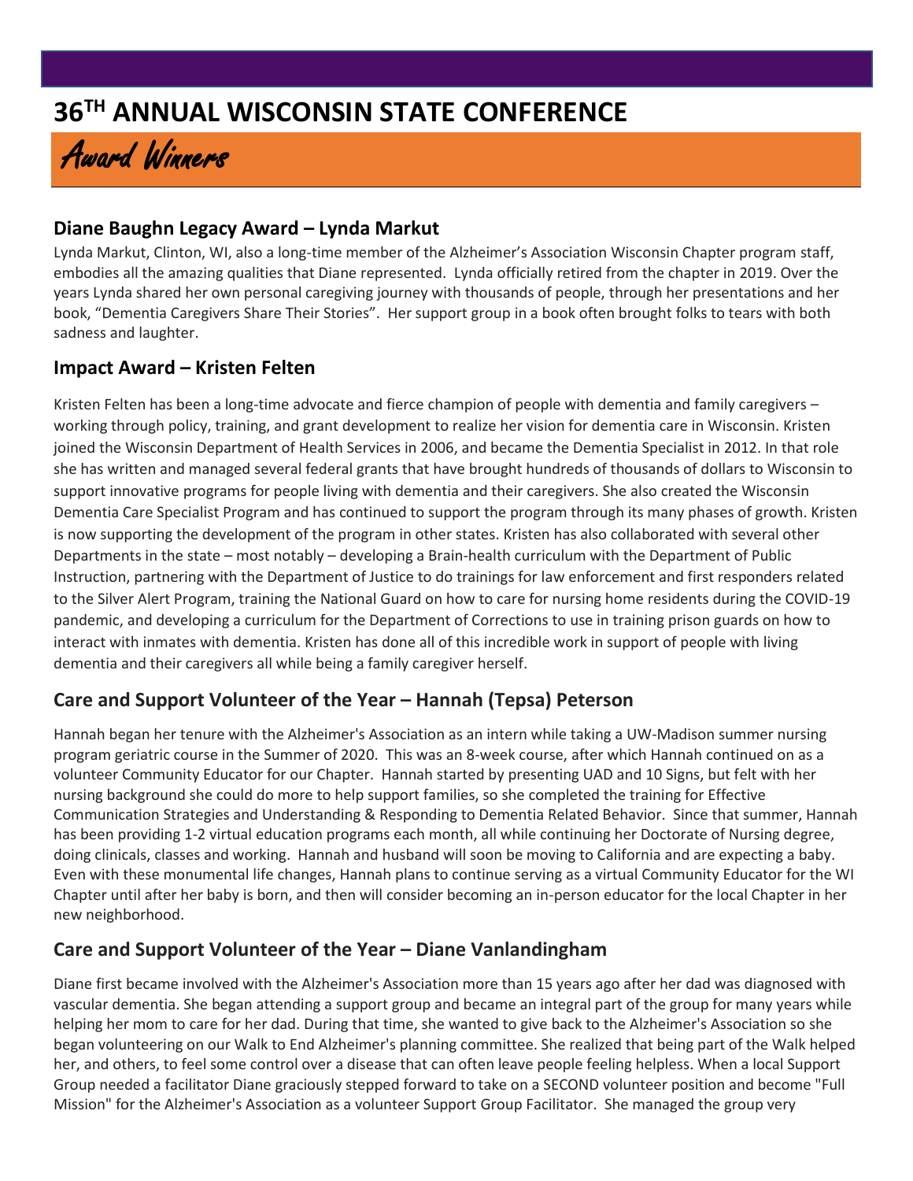# 36TH ANNUAL WISCONSIN STATE CONFERENCE

## Award Winners

### Diane Baughn Legacy Award – Lynda Markut

Lynda Markut, Clinton, WI, also a long-time member of the Alzheimer's Association Wisconsin Chapter program staff, embodies all the amazing qualities that Diane represented. Lynda officially retired from the chapter in 2019. Over the years Lynda shared her own personal caregiving journey with thousands of people, through her presentations and her book, "Dementia Caregivers Share Their Stories". Her support group in a book often brought folks to tears with both sadness and laughter.

### Impact Award – Kristen Felten

Kristen Felten has been a long-time advocate and fierce champion of people with dementia and family caregivers – working through policy, training, and grant development to realize her vision for dementia care in Wisconsin. Kristen joined the Wisconsin Department of Health Services in 2006, and became the Dementia Specialist in 2012. In that role she has written and managed several federal grants that have brought hundreds of thousands of dollars to Wisconsin to support innovative programs for people living with dementia and their caregivers. She also created the Wisconsin Dementia Care Specialist Program and has continued to support the program through its many phases of growth. Kristen is now supporting the development of the program in other states. Kristen has also collaborated with several other Departments in the state – most notably – developing a Brain-health curriculum with the Department of Public Instruction, partnering with the Department of Justice to do trainings for law enforcement and first responders related to the Silver Alert Program, training the National Guard on how to care for nursing home residents during the COVID-19 pandemic, and developing a curriculum for the Department of Corrections to use in training prison guards on how to interact with inmates with dementia. Kristen has done all of this incredible work in support of people with living dementia and their caregivers all while being a family caregiver herself.

### Care and Support Volunteer of the Year – Hannah (Tepsa) Peterson

Hannah began her tenure with the Alzheimer's Association as an intern while taking a UW-Madison summer nursing program geriatric course in the Summer of 2020. This was an 8-week course, after which Hannah continued on as a volunteer Community Educator for our Chapter. Hannah started by presenting UAD and 10 Signs, but felt with her nursing background she could do more to help support families, so she completed the training for Effective Communication Strategies and Understanding & Responding to Dementia Related Behavior. Since that summer, Hannah has been providing 1-2 virtual education programs each month, all while continuing her Doctorate of Nursing degree, doing clinicals, classes and working. Hannah and husband will soon be moving to California and are expecting a baby. Even with these monumental life changes, Hannah plans to continue serving as a virtual Community Educator for the WI Chapter until after her baby is born, and then will consider becoming an in-person educator for the local Chapter in her new neighborhood.

### Care and Support Volunteer of the Year – Diane Vanlandingham

Diane first became involved with the Alzheimer's Association more than 15 years ago after her dad was diagnosed with vascular dementia. She began attending a support group and became an integral part of the group for many years while helping her mom to care for her dad. During that time, she wanted to give back to the Alzheimer's Association so she began volunteering on our Walk to End Alzheimer's planning committee. She realized that being part of the Walk helped her, and others, to feel some control over a disease that can often leave people feeling helpless. When a local Support Group needed a facilitator Diane graciously stepped forward to take on a SECOND volunteer position and become "Full Mission" for the Alzheimer's Association as a volunteer Support Group Facilitator. She managed the group very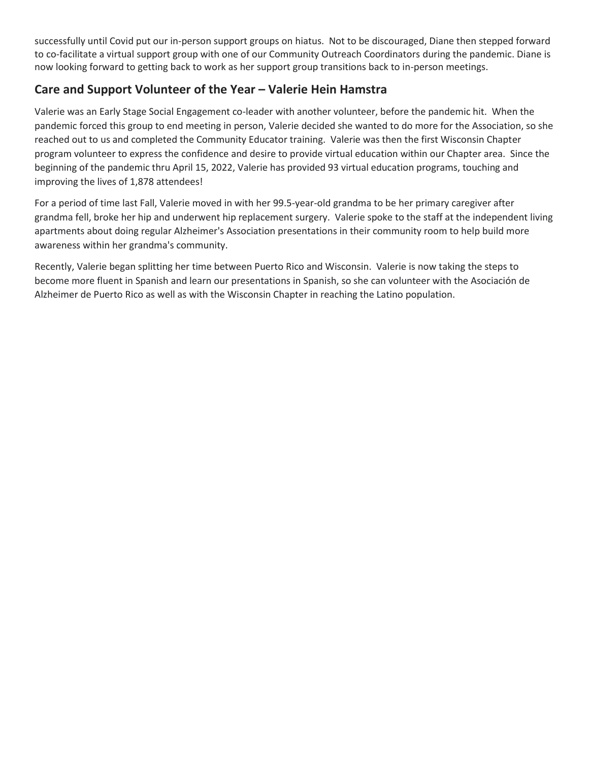successfully until Covid put our in-person support groups on hiatus. Not to be discouraged, Diane then stepped forward to co-facilitate a virtual support group with one of our Community Outreach Coordinators during the pandemic. Diane is now looking forward to getting back to work as her support group transitions back to in-person meetings.

## Care and Support Volunteer of the Year – Valerie Hein Hamstra

Valerie was an Early Stage Social Engagement co-leader with another volunteer, before the pandemic hit. When the pandemic forced this group to end meeting in person, Valerie decided she wanted to do more for the Association, so she reached out to us and completed the Community Educator training. Valerie was then the first Wisconsin Chapter program volunteer to express the confidence and desire to provide virtual education within our Chapter area. Since the beginning of the pandemic thru April 15, 2022, Valerie has provided 93 virtual education programs, touching and improving the lives of 1,878 attendees!

For a period of time last Fall, Valerie moved in with her 99.5-year-old grandma to be her primary caregiver after grandma fell, broke her hip and underwent hip replacement surgery. Valerie spoke to the staff at the independent living apartments about doing regular Alzheimer's Association presentations in their community room to help build more awareness within her grandma's community.

Recently, Valerie began splitting her time between Puerto Rico and Wisconsin. Valerie is now taking the steps to become more fluent in Spanish and learn our presentations in Spanish, so she can volunteer with the Asociación de Alzheimer de Puerto Rico as well as with the Wisconsin Chapter in reaching the Latino population.